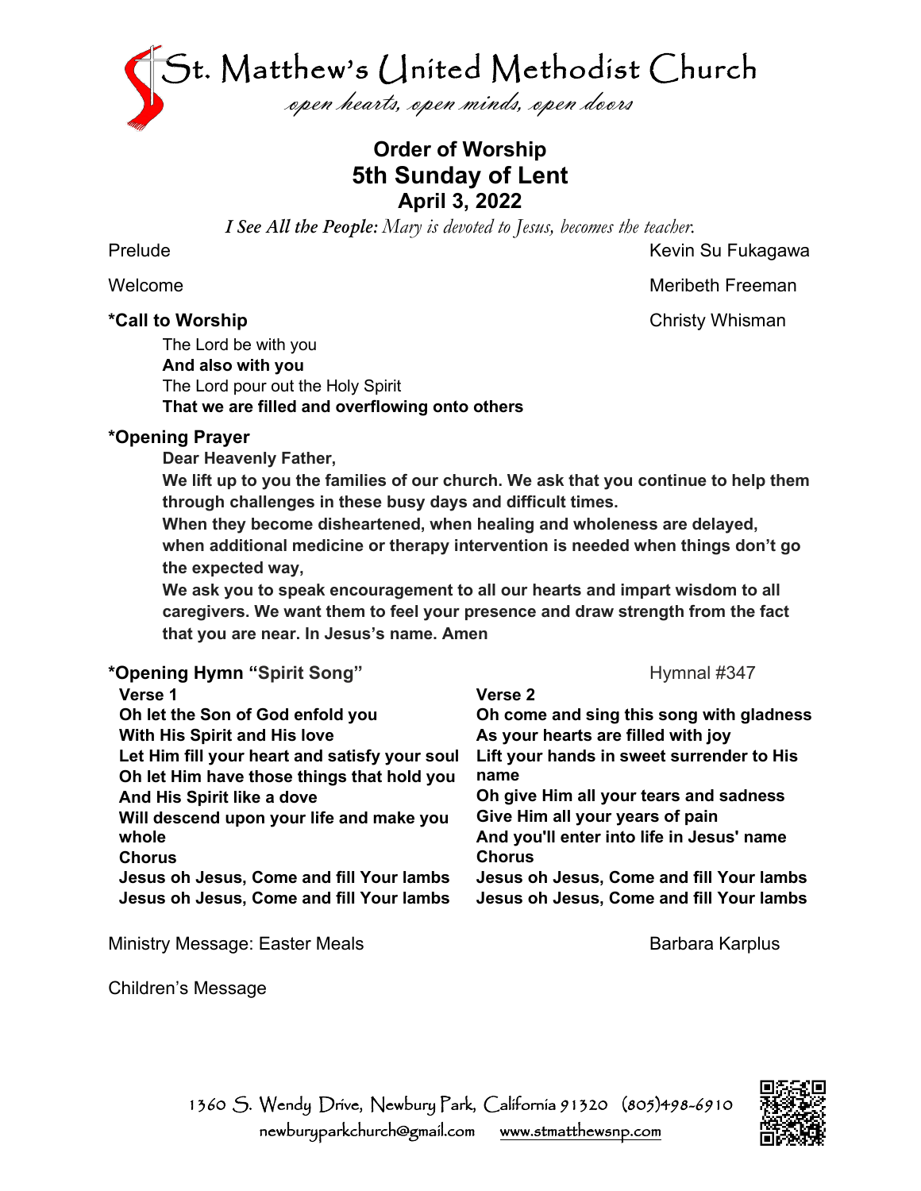# St. Matthew's United Methodist Church

*open hearts, open minds, open doors*

## Order of Worship
## 5th Sunday of Lent
## April 3, 2022

***I See All the People:** Mary is devoted to Jesus, becomes the teacher.*

Prelude — Kevin Su Fukagawa

Welcome — Meribeth Freeman

**\*Call to Worship** — Christy Whisman

The Lord be with you
**And also with you**
The Lord pour out the Holy Spirit
**That we are filled and overflowing onto others**

**\*Opening Prayer**

**Dear Heavenly Father,**

**We lift up to you the families of our church. We ask that you continue to help them through challenges in these busy days and difficult times.**

**When they become disheartened, when healing and wholeness are delayed, when additional medicine or therapy intervention is needed when things don't go the expected way,**

**We ask you to speak encouragement to all our hearts and impart wisdom to all caregivers. We want them to feel your presence and draw strength from the fact that you are near. In Jesus's name. Amen**

**\*Opening Hymn "Spirit Song"** — Hymnal #347

**Verse 1**
**Oh let the Son of God enfold you**
**With His Spirit and His love**
**Let Him fill your heart and satisfy your soul**
**Oh let Him have those things that hold you**
**And His Spirit like a dove**
**Will descend upon your life and make you whole**
**Chorus**
**Jesus oh Jesus, Come and fill Your lambs**
**Jesus oh Jesus, Come and fill Your lambs**

**Verse 2**
**Oh come and sing this song with gladness**
**As your hearts are filled with joy**
**Lift your hands in sweet surrender to His name**
**Oh give Him all your tears and sadness**
**Give Him all your years of pain**
**And you'll enter into life in Jesus' name**
**Chorus**
**Jesus oh Jesus, Come and fill Your lambs**
**Jesus oh Jesus, Come and fill Your lambs**

Ministry Message: Easter Meals — Barbara Karplus

Children's Message

1360 S. Wendy Drive, Newbury Park, California 91320 (805)498-6910
newburyparkchurch@gmail.com www.stmatthewsnp.com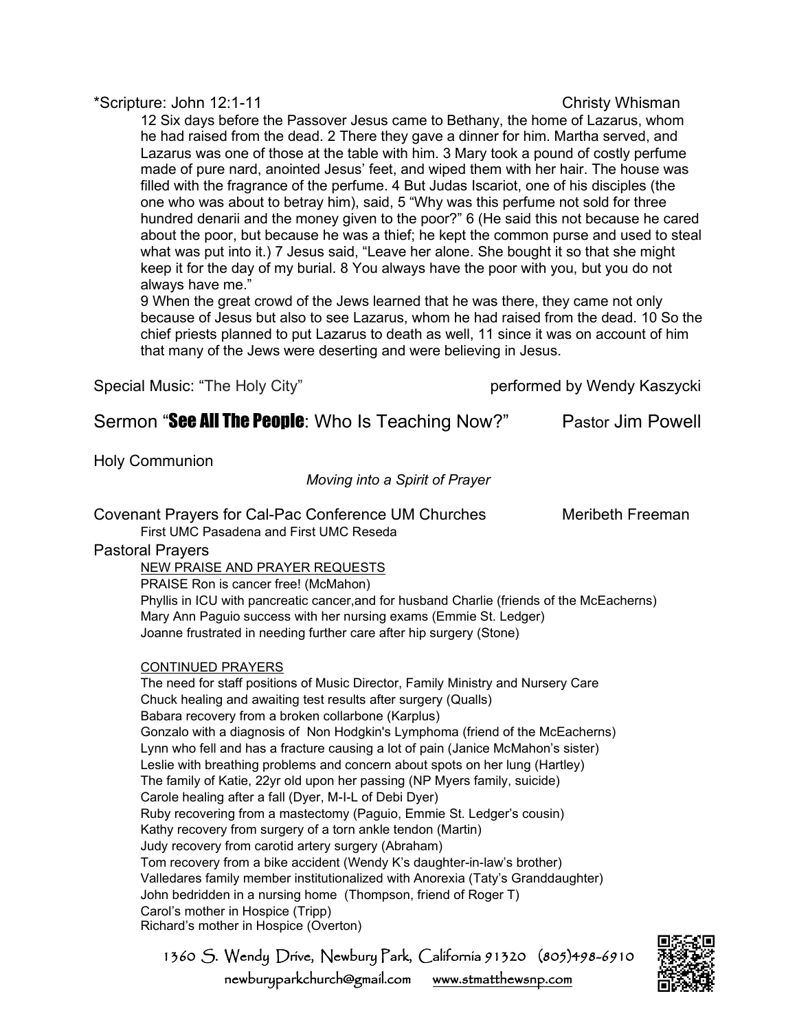*Scripture: John 12:1-11 Christy Whisman

12 Six days before the Passover Jesus came to Bethany, the home of Lazarus, whom he had raised from the dead. 2 There they gave a dinner for him. Martha served, and Lazarus was one of those at the table with him. 3 Mary took a pound of costly perfume made of pure nard, anointed Jesus' feet, and wiped them with her hair. The house was filled with the fragrance of the perfume. 4 But Judas Iscariot, one of his disciples (the one who was about to betray him), said, 5 "Why was this perfume not sold for three hundred denarii and the money given to the poor?" 6 (He said this not because he cared about the poor, but because he was a thief; he kept the common purse and used to steal what was put into it.) 7 Jesus said, "Leave her alone. She bought it so that she might keep it for the day of my burial. 8 You always have the poor with you, but you do not always have me."

9 When the great crowd of the Jews learned that he was there, they came not only because of Jesus but also to see Lazarus, whom he had raised from the dead. 10 So the chief priests planned to put Lazarus to death as well, 11 since it was on account of him that many of the Jews were deserting and were believing in Jesus.

Special Music: "The Holy City" performed by Wendy Kaszycki

Sermon "**See All The People**: Who Is Teaching Now?" Pastor Jim Powell

Holy Communion

*Moving into a Spirit of Prayer*

Covenant Prayers for Cal-Pac Conference UM Churches Meribeth Freeman

First UMC Pasadena and First UMC Reseda

Pastoral Prayers

NEW PRAISE AND PRAYER REQUESTS

PRAISE Ron is cancer free! (McMahon)
Phyllis in ICU with pancreatic cancer,and for husband Charlie (friends of the McEacherns)
Mary Ann Paguio success with her nursing exams (Emmie St. Ledger)
Joanne frustrated in needing further care after hip surgery (Stone)

CONTINUED PRAYERS

The need for staff positions of Music Director, Family Ministry and Nursery Care
Chuck healing and awaiting test results after surgery (Qualls)
Babara recovery from a broken collarbone (Karplus)
Gonzalo with a diagnosis of Non Hodgkin's Lymphoma (friend of the McEacherns)
Lynn who fell and has a fracture causing a lot of pain (Janice McMahon's sister)
Leslie with breathing problems and concern about spots on her lung (Hartley)
The family of Katie, 22yr old upon her passing (NP Myers family, suicide)
Carole healing after a fall (Dyer, M-I-L of Debi Dyer)
Ruby recovering from a mastectomy (Paguio, Emmie St. Ledger's cousin)
Kathy recovery from surgery of a torn ankle tendon (Martin)
Judy recovery from carotid artery surgery (Abraham)
Tom recovery from a bike accident (Wendy K's daughter-in-law's brother)
Valledares family member institutionalized with Anorexia (Taty's Granddaughter)
John bedridden in a nursing home (Thompson, friend of Roger T)
Carol's mother in Hospice (Tripp)
Richard's mother in Hospice (Overton)

1360 S. Wendy Drive, Newbury Park, California 91320 (805)498-6910
newburyparkchurch@gmail.com www.stmatthewsnp.com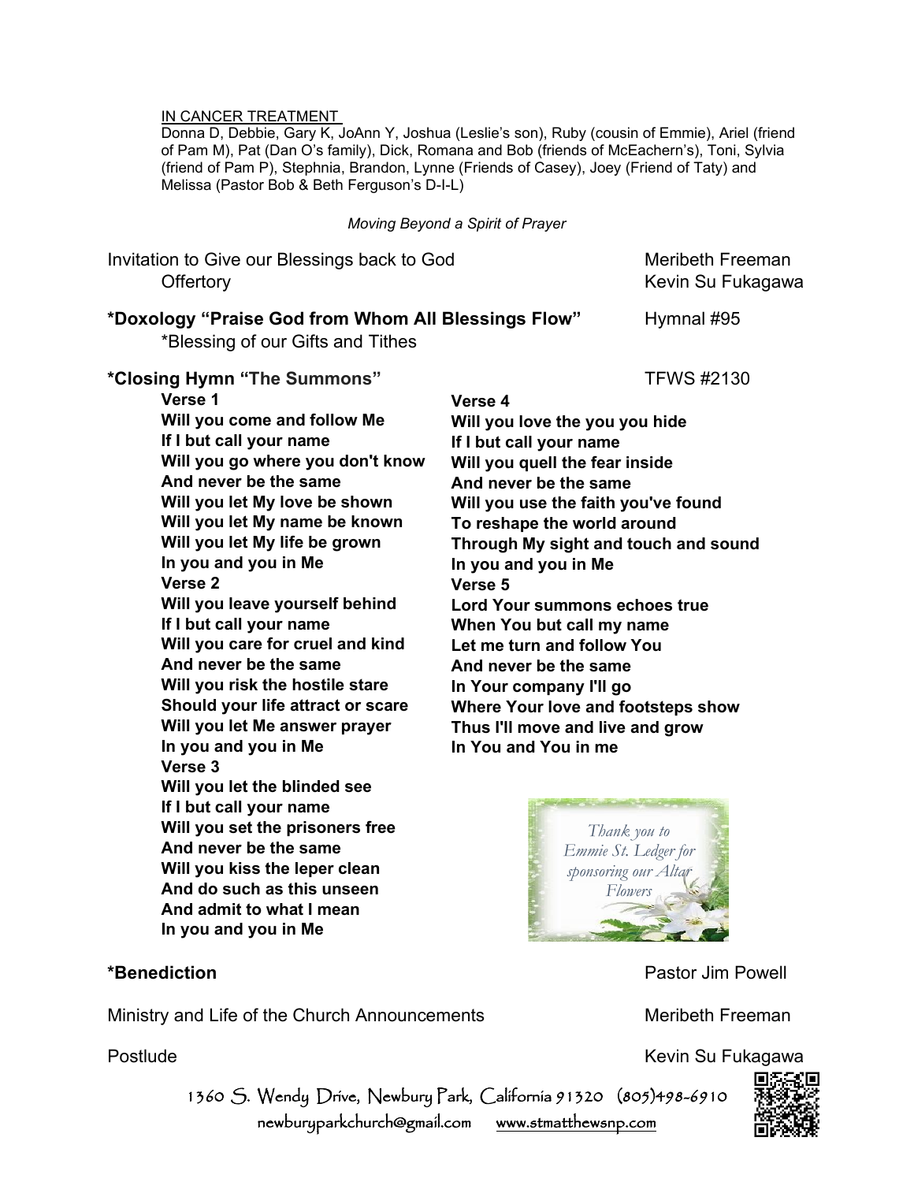IN CANCER TREATMENT

Donna D, Debbie, Gary K, JoAnn Y, Joshua (Leslie's son), Ruby (cousin of Emmie), Ariel (friend of Pam M), Pat (Dan O's family), Dick, Romana and Bob (friends of McEachern's), Toni, Sylvia (friend of Pam P), Stephnia, Brandon, Lynne (Friends of Casey), Joey (Friend of Taty) and Melissa (Pastor Bob & Beth Ferguson's D-I-L)

*Moving Beyond a Spirit of Prayer*

Invitation to Give our Blessings back to God — Meribeth Freeman

Offertory — Kevin Su Fukagawa

**\*Doxology "Praise God from Whom All Blessings Flow"** — Hymnal #95

\*Blessing of our Gifts and Tithes

**\*Closing Hymn "The Summons"** — TFWS #2130

**Verse 1**
**Will you come and follow Me**
**If I but call your name**
**Will you go where you don't know**
**And never be the same**
**Will you let My love be shown**
**Will you let My name be known**
**Will you let My life be grown**
**In you and you in Me**

**Verse 2**
**Will you leave yourself behind**
**If I but call your name**
**Will you care for cruel and kind**
**And never be the same**
**Will you risk the hostile stare**
**Should your life attract or scare**
**Will you let Me answer prayer**
**In you and you in Me**

**Verse 3**
**Will you let the blinded see**
**If I but call your name**
**Will you set the prisoners free**
**And never be the same**
**Will you kiss the leper clean**
**And do such as this unseen**
**And admit to what I mean**
**In you and you in Me**

**Verse 4**
**Will you love the you you hide**
**If I but call your name**
**Will you quell the fear inside**
**And never be the same**
**Will you use the faith you've found**
**To reshape the world around**
**Through My sight and touch and sound**
**In you and you in Me**

**Verse 5**
**Lord Your summons echoes true**
**When You but call my name**
**Let me turn and follow You**
**And never be the same**
**In Your company I'll go**
**Where Your love and footsteps show**
**Thus I'll move and live and grow**
**In You and You in me**

*Thank you to Emmie St. Ledger for sponsoring our Altar Flowers*

**\*Benediction** — Pastor Jim Powell

Ministry and Life of the Church Announcements — Meribeth Freeman

Postlude — Kevin Su Fukagawa

1360 S. Wendy Drive, Newbury Park, California 91320 (805)498-6910
newburyparkchurch@gmail.com www.stmatthewsnp.com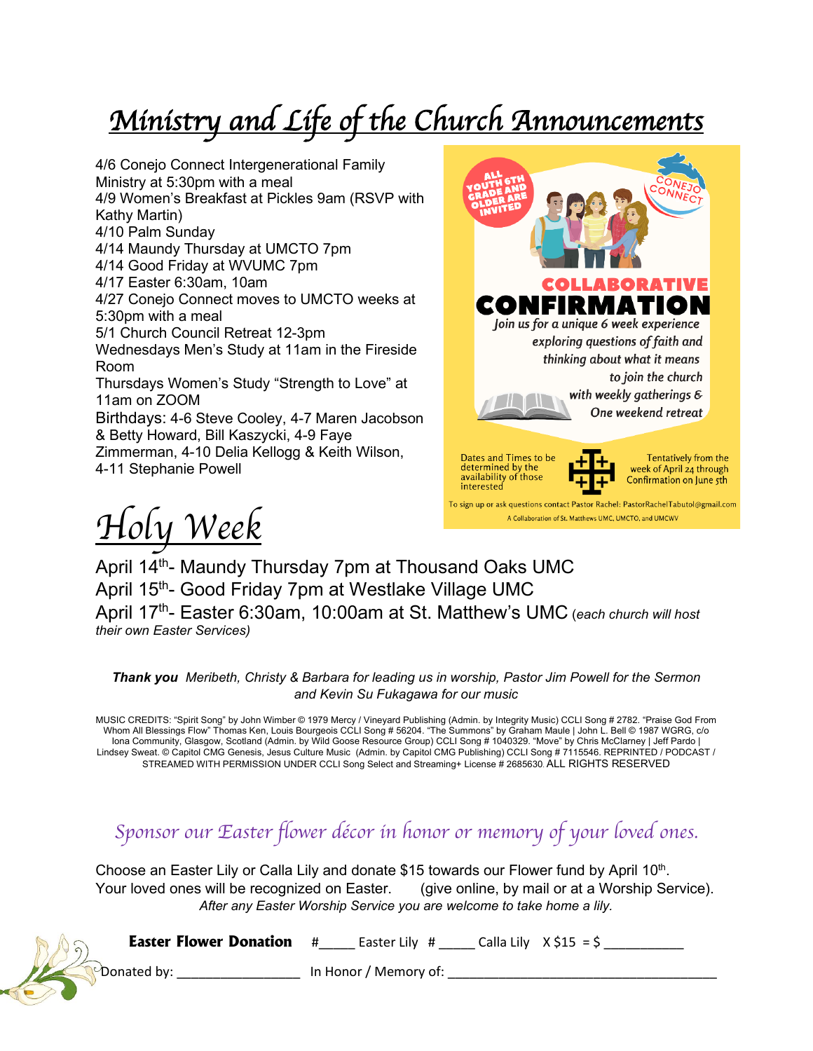# Ministry and Life of the Church Announcements

4/6 Conejo Connect Intergenerational Family Ministry at 5:30pm with a meal
4/9 Women's Breakfast at Pickles 9am (RSVP with Kathy Martin)
4/10 Palm Sunday
4/14 Maundy Thursday at UMCTO 7pm
4/14 Good Friday at WVUMC 7pm
4/17 Easter 6:30am, 10am
4/27 Conejo Connect moves to UMCTO weeks at 5:30pm with a meal
5/1 Church Council Retreat 12-3pm
Wednesdays Men's Study at 11am in the Fireside Room
Thursdays Women's Study "Strength to Love" at 11am on ZOOM
Birthdays: 4-6 Steve Cooley, 4-7 Maren Jacobson & Betty Howard, Bill Kaszycki, 4-9 Faye Zimmerman, 4-10 Delia Kellogg & Keith Wilson, 4-11 Stephanie Powell

ALL YOUTH 6TH GRADE AND OLDER ARE INVITED

CONEJO CONNECT

## COLLABORATIVE CONFIRMATION

*Join us for a unique 6 week experience exploring questions of faith and thinking about what it means to join the church with weekly gatherings & One weekend retreat*

Dates and Times to be determined by the availability of those interested

Tentatively from the week of April 24 through Confirmation on June 5th

To sign up or ask questions contact Pastor Rachel: PastorRachelTabutol@gmail.com

A Collaboration of St. Matthews UMC, UMCTO, and UMCWV

# Holy Week

April 14th- Maundy Thursday 7pm at Thousand Oaks UMC
April 15th- Good Friday 7pm at Westlake Village UMC
April 17th- Easter 6:30am, 10:00am at St. Matthew's UMC (*each church will host their own Easter Services)*

***Thank you*** *Meribeth, Christy & Barbara for leading us in worship, Pastor Jim Powell for the Sermon and Kevin Su Fukagawa for our music*

MUSIC CREDITS: "Spirit Song" by John Wimber © 1979 Mercy / Vineyard Publishing (Admin. by Integrity Music) CCLI Song # 2782. "Praise God From Whom All Blessings Flow" Thomas Ken, Louis Bourgeois CCLI Song # 56204. "The Summons" by Graham Maule | John L. Bell © 1987 WGRG, c/o Iona Community, Glasgow, Scotland (Admin. by Wild Goose Resource Group) CCLI Song # 1040329. "Move" by Chris McClarney | Jeff Pardo | Lindsey Sweat. © Capitol CMG Genesis, Jesus Culture Music (Admin. by Capitol CMG Publishing) CCLI Song # 7115546. REPRINTED / PODCAST / STREAMED WITH PERMISSION UNDER CCLI Song Select and Streaming+ License # 2685630. ALL RIGHTS RESERVED

## *Sponsor our Easter flower décor in honor or memory of your loved ones.*

Choose an Easter Lily or Calla Lily and donate $15 towards our Flower fund by April 10th.
Your loved ones will be recognized on Easter. (give online, by mail or at a Worship Service).
*After any Easter Worship Service you are welcome to take home a lily.*

**Easter Flower Donation** #_____ Easter Lily #_____ Calla Lily X $15 = $ ___________

Donated by: _________________ In Honor / Memory of: ______________________________________